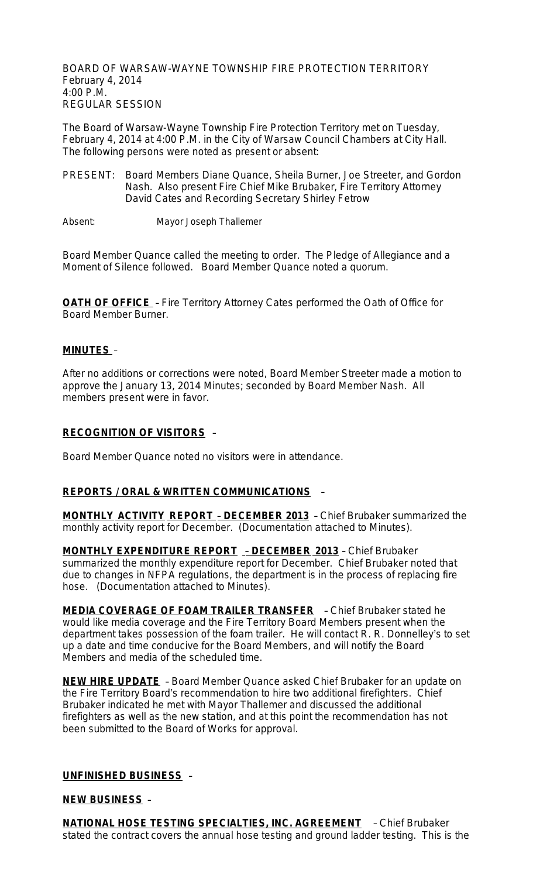BOARD OF WARSAW-WAYNE TOWNSHIP FIRE PROTECTION TERRITORY
February 4, 2014
4:00 P.M.
REGULAR SESSION

The Board of Warsaw-Wayne Township Fire Protection Territory met on Tuesday, February 4, 2014 at 4:00 P.M. in the City of Warsaw Council Chambers at City Hall. The following persons were noted as present or absent:

PRESENT: Board Members Diane Quance, Sheila Burner, Joe Streeter, and Gordon Nash. Also present Fire Chief Mike Brubaker, Fire Territory Attorney David Cates and Recording Secretary Shirley Fetrow

Absent: Mayor Joseph Thallemer

Board Member Quance called the meeting to order. The Pledge of Allegiance and a Moment of Silence followed. Board Member Quance noted a quorum.

**OATH OF OFFICE** – Fire Territory Attorney Cates performed the Oath of Office for Board Member Burner.

**MINUTES** –

After no additions or corrections were noted, Board Member Streeter made a motion to approve the January 13, 2014 Minutes; seconded by Board Member Nash. All members present were in favor.

**RECOGNITION OF VISITORS** –

Board Member Quance noted no visitors were in attendance.

**REPORTS / ORAL & WRITTEN COMMUNICATIONS** –

**MONTHLY ACTIVITY REPORT – DECEMBER 2013** – Chief Brubaker summarized the monthly activity report for December. (Documentation attached to Minutes).

**MONTHLY EXPENDITURE REPORT – DECEMBER 2013** – Chief Brubaker summarized the monthly expenditure report for December. Chief Brubaker noted that due to changes in NFPA regulations, the department is in the process of replacing fire hose. (Documentation attached to Minutes).

**MEDIA COVERAGE OF FOAM TRAILER TRANSFER** – Chief Brubaker stated he would like media coverage and the Fire Territory Board Members present when the department takes possession of the foam trailer. He will contact R. R. Donnelley's to set up a date and time conducive for the Board Members, and will notify the Board Members and media of the scheduled time.

**NEW HIRE UPDATE** – Board Member Quance asked Chief Brubaker for an update on the Fire Territory Board's recommendation to hire two additional firefighters. Chief Brubaker indicated he met with Mayor Thallemer and discussed the additional firefighters as well as the new station, and at this point the recommendation has not been submitted to the Board of Works for approval.

**UNFINISHED BUSINESS** –

**NEW BUSINESS** –

**NATIONAL HOSE TESTING SPECIALTIES, INC. AGREEMENT** – Chief Brubaker stated the contract covers the annual hose testing and ground ladder testing. This is the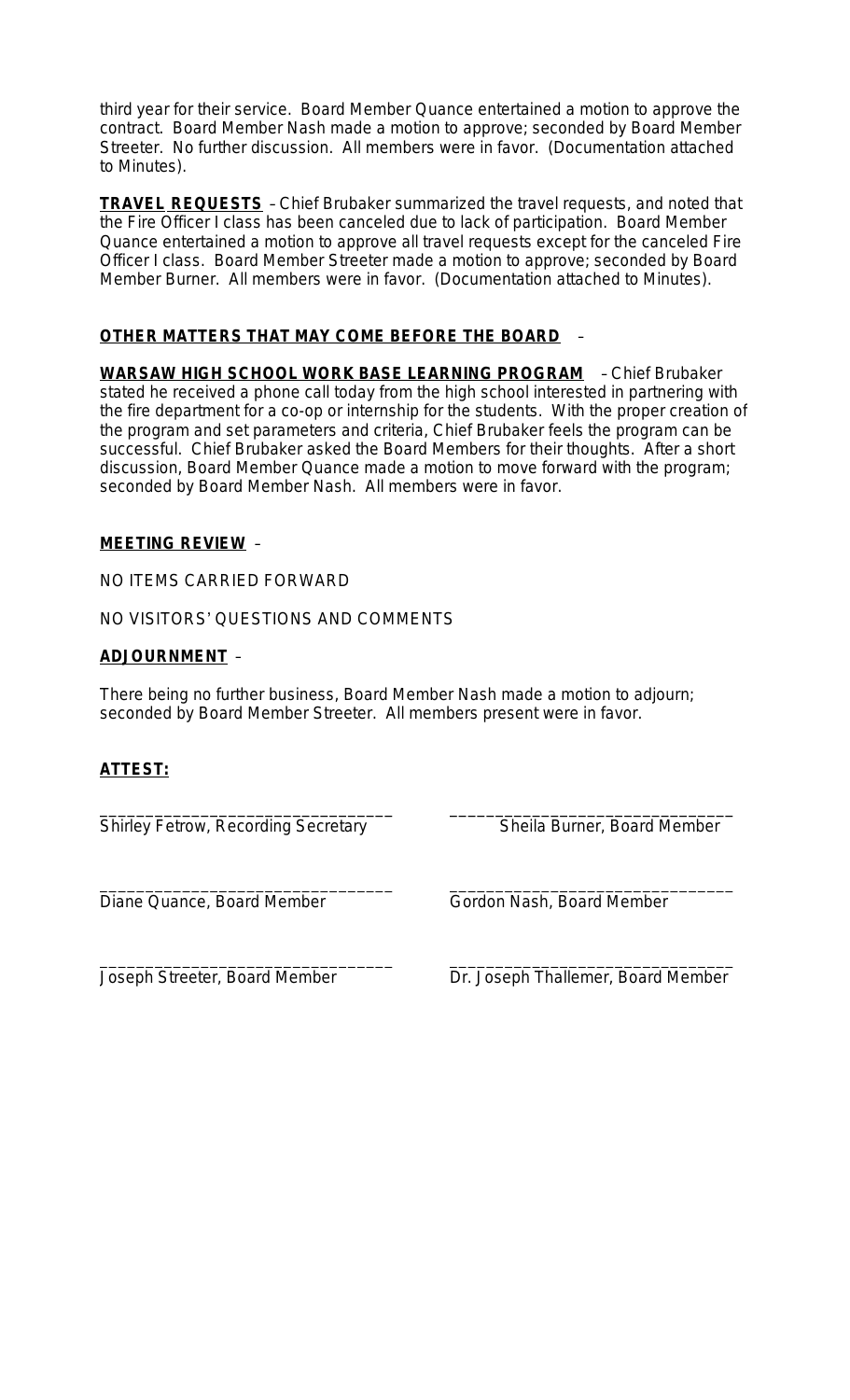third year for their service. Board Member Quance entertained a motion to approve the contract. Board Member Nash made a motion to approve; seconded by Board Member Streeter. No further discussion. All members were in favor. (Documentation attached to Minutes).

**TRAVEL REQUESTS** – Chief Brubaker summarized the travel requests, and noted that the Fire Officer I class has been canceled due to lack of participation. Board Member Quance entertained a motion to approve all travel requests except for the canceled Fire Officer I class. Board Member Streeter made a motion to approve; seconded by Board Member Burner. All members were in favor. (Documentation attached to Minutes).

**OTHER MATTERS THAT MAY COME BEFORE THE BOARD** –

**WARSAW HIGH SCHOOL WORK BASE LEARNING PROGRAM** – Chief Brubaker stated he received a phone call today from the high school interested in partnering with the fire department for a co-op or internship for the students. With the proper creation of the program and set parameters and criteria, Chief Brubaker feels the program can be successful. Chief Brubaker asked the Board Members for their thoughts. After a short discussion, Board Member Quance made a motion to move forward with the program; seconded by Board Member Nash. All members were in favor.

**MEETING REVIEW** –

NO ITEMS CARRIED FORWARD

NO VISITORS' QUESTIONS AND COMMENTS

**ADJOURNMENT** –

There being no further business, Board Member Nash made a motion to adjourn; seconded by Board Member Streeter. All members present were in favor.

**ATTEST:**

_______________________________
Shirley Fetrow, Recording Secretary

_______________________________
Sheila Burner, Board Member

_______________________________
Diane Quance, Board Member

_______________________________
Gordon Nash, Board Member

_______________________________
Joseph Streeter, Board Member

_______________________________
Dr. Joseph Thallemer, Board Member